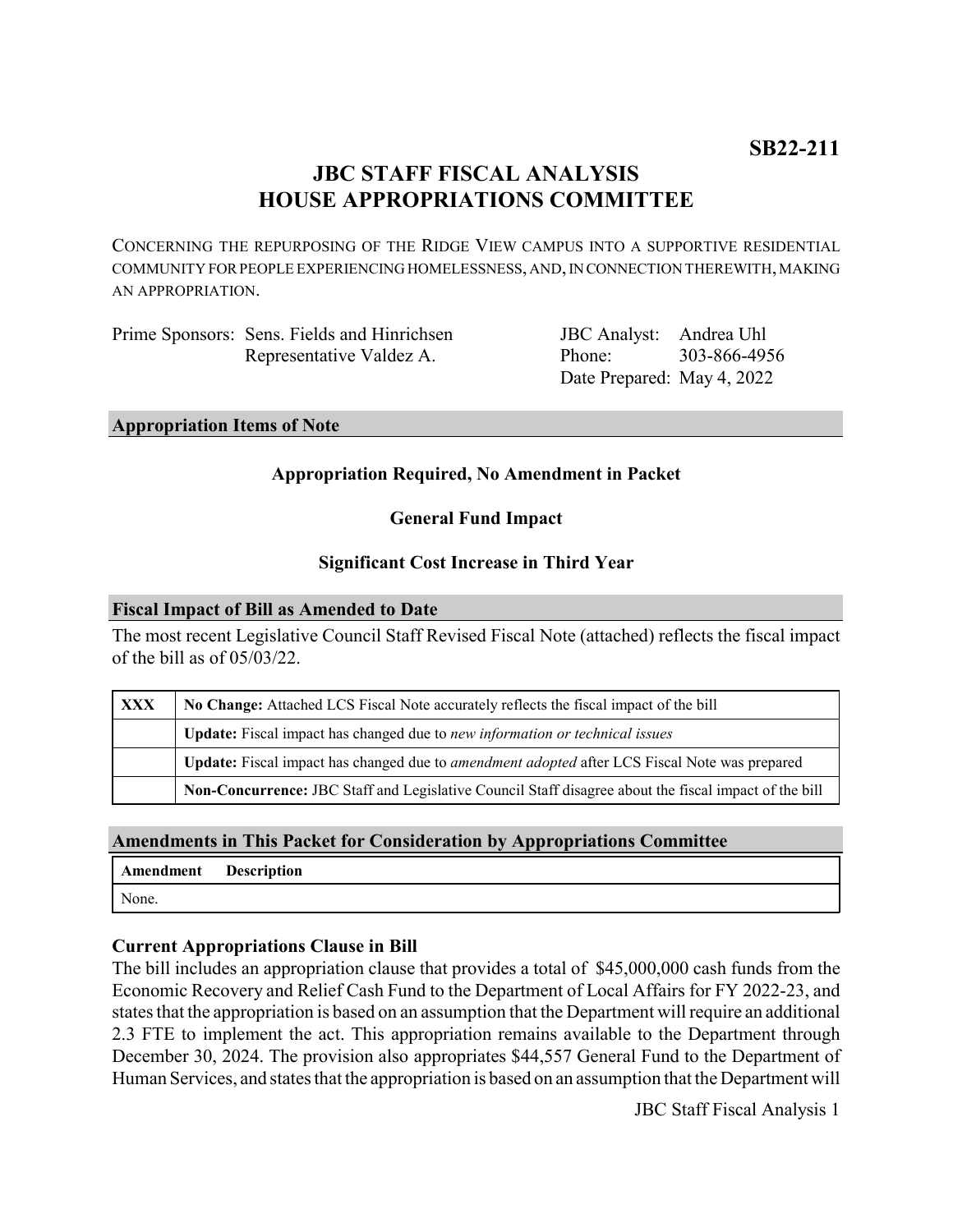**SB22-211**

# JBC STAFF FISCAL ANALYSIS
# HOUSE APPROPRIATIONS COMMITTEE

CONCERNING THE REPURPOSING OF THE RIDGE VIEW CAMPUS INTO A SUPPORTIVE RESIDENTIAL COMMUNITY FOR PEOPLE EXPERIENCING HOMELESSNESS, AND, IN CONNECTION THEREWITH, MAKING AN APPROPRIATION.

Prime Sponsors: Sens. Fields and Hinrichsen
Representative Valdez A.

JBC Analyst: Andrea Uhl
Phone: 303-866-4956
Date Prepared: May 4, 2022

## Appropriation Items of Note

**Appropriation Required, No Amendment in Packet**

**General Fund Impact**

**Significant Cost Increase in Third Year**

## Fiscal Impact of Bill as Amended to Date

The most recent Legislative Council Staff Revised Fiscal Note (attached) reflects the fiscal impact of the bill as of 05/03/22.

| | |
|---|---|
| XXX | **No Change:** Attached LCS Fiscal Note accurately reflects the fiscal impact of the bill |
| | **Update:** Fiscal impact has changed due to *new information or technical issues* |
| | **Update:** Fiscal impact has changed due to *amendment adopted* after LCS Fiscal Note was prepared |
| | **Non-Concurrence:** JBC Staff and Legislative Council Staff disagree about the fiscal impact of the bill |

## Amendments in This Packet for Consideration by Appropriations Committee

| Amendment | Description |
|---|---|
| None. | |

### Current Appropriations Clause in Bill

The bill includes an appropriation clause that provides a total of $45,000,000 cash funds from the Economic Recovery and Relief Cash Fund to the Department of Local Affairs for FY 2022-23, and states that the appropriation is based on an assumption that the Department will require an additional 2.3 FTE to implement the act. This appropriation remains available to the Department through December 30, 2024. The provision also appropriates $44,557 General Fund to the Department of Human Services, and states that the appropriation is based on an assumption that the Department will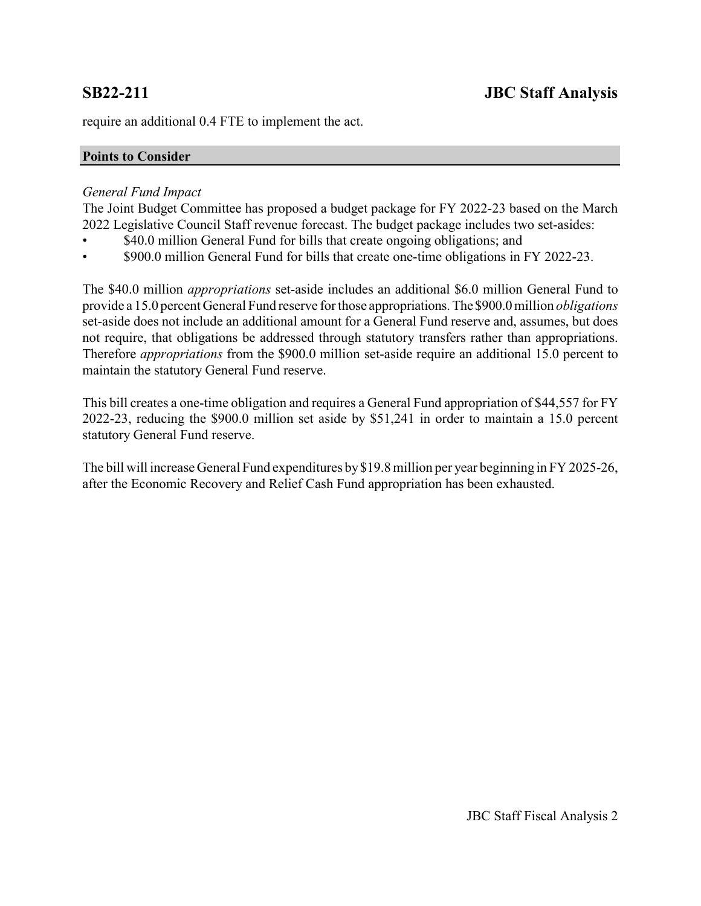require an additional 0.4 FTE to implement the act.

## Points to Consider

*General Fund Impact*

The Joint Budget Committee has proposed a budget package for FY 2022-23 based on the March 2022 Legislative Council Staff revenue forecast. The budget package includes two set-asides:

- $40.0 million General Fund for bills that create ongoing obligations; and
- $900.0 million General Fund for bills that create one-time obligations in FY 2022-23.

The $40.0 million *appropriations* set-aside includes an additional $6.0 million General Fund to provide a 15.0 percent General Fund reserve for those appropriations. The $900.0 million *obligations* set-aside does not include an additional amount for a General Fund reserve and, assumes, but does not require, that obligations be addressed through statutory transfers rather than appropriations. Therefore *appropriations* from the $900.0 million set-aside require an additional 15.0 percent to maintain the statutory General Fund reserve.

This bill creates a one-time obligation and requires a General Fund appropriation of $44,557 for FY 2022-23, reducing the $900.0 million set aside by $51,241 in order to maintain a 15.0 percent statutory General Fund reserve.

The bill will increase General Fund expenditures by $19.8 million per year beginning in FY 2025-26, after the Economic Recovery and Relief Cash Fund appropriation has been exhausted.